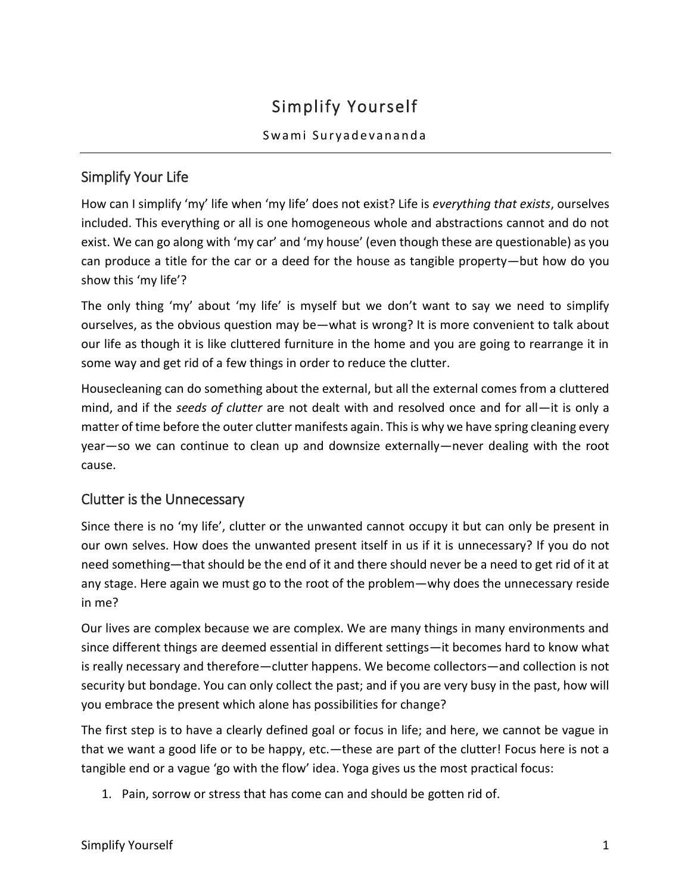# Simplify Yourself

Swami Suryadevananda

## Simplify Your Life

How can I simplify 'my' life when 'my life' does not exist? Life is *everything that exists*, ourselves included. This everything or all is one homogeneous whole and abstractions cannot and do not exist. We can go along with 'my car' and 'my house' (even though these are questionable) as you can produce a title for the car or a deed for the house as tangible property—but how do you show this 'my life'?

The only thing 'my' about 'my life' is myself but we don't want to say we need to simplify ourselves, as the obvious question may be—what is wrong? It is more convenient to talk about our life as though it is like cluttered furniture in the home and you are going to rearrange it in some way and get rid of a few things in order to reduce the clutter.

Housecleaning can do something about the external, but all the external comes from a cluttered mind, and if the *seeds of clutter* are not dealt with and resolved once and for all—it is only a matter of time before the outer clutter manifests again. This is why we have spring cleaning every year—so we can continue to clean up and downsize externally—never dealing with the root cause.

## Clutter is the Unnecessary

Since there is no 'my life', clutter or the unwanted cannot occupy it but can only be present in our own selves. How does the unwanted present itself in us if it is unnecessary? If you do not need something—that should be the end of it and there should never be a need to get rid of it at any stage. Here again we must go to the root of the problem—why does the unnecessary reside in me?

Our lives are complex because we are complex. We are many things in many environments and since different things are deemed essential in different settings—it becomes hard to know what is really necessary and therefore—clutter happens. We become collectors—and collection is not security but bondage. You can only collect the past; and if you are very busy in the past, how will you embrace the present which alone has possibilities for change?

The first step is to have a clearly defined goal or focus in life; and here, we cannot be vague in that we want a good life or to be happy, etc.—these are part of the clutter! Focus here is not a tangible end or a vague 'go with the flow' idea. Yoga gives us the most practical focus:

1. Pain, sorrow or stress that has come can and should be gotten rid of.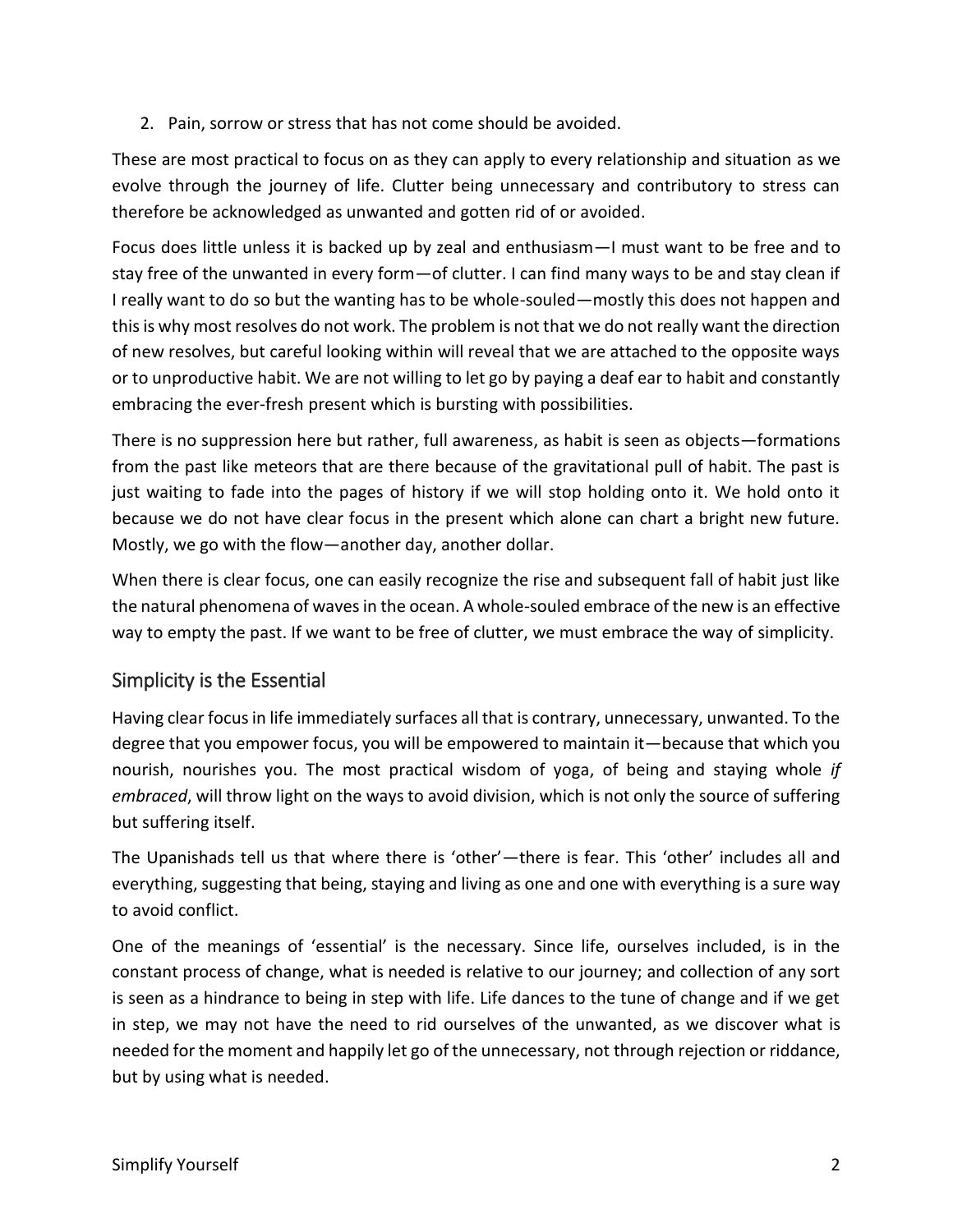2. Pain, sorrow or stress that has not come should be avoided.

These are most practical to focus on as they can apply to every relationship and situation as we evolve through the journey of life. Clutter being unnecessary and contributory to stress can therefore be acknowledged as unwanted and gotten rid of or avoided.

Focus does little unless it is backed up by zeal and enthusiasm—I must want to be free and to stay free of the unwanted in every form—of clutter. I can find many ways to be and stay clean if I really want to do so but the wanting has to be whole-souled—mostly this does not happen and this is why most resolves do not work. The problem is not that we do not really want the direction of new resolves, but careful looking within will reveal that we are attached to the opposite ways or to unproductive habit. We are not willing to let go by paying a deaf ear to habit and constantly embracing the ever-fresh present which is bursting with possibilities.

There is no suppression here but rather, full awareness, as habit is seen as objects—formations from the past like meteors that are there because of the gravitational pull of habit. The past is just waiting to fade into the pages of history if we will stop holding onto it. We hold onto it because we do not have clear focus in the present which alone can chart a bright new future. Mostly, we go with the flow—another day, another dollar.

When there is clear focus, one can easily recognize the rise and subsequent fall of habit just like the natural phenomena of waves in the ocean. A whole-souled embrace of the new is an effective way to empty the past. If we want to be free of clutter, we must embrace the way of simplicity.

## Simplicity is the Essential

Having clear focus in life immediately surfaces all that is contrary, unnecessary, unwanted. To the degree that you empower focus, you will be empowered to maintain it—because that which you nourish, nourishes you. The most practical wisdom of yoga, of being and staying whole *if embraced*, will throw light on the ways to avoid division, which is not only the source of suffering but suffering itself.

The Upanishads tell us that where there is 'other'—there is fear. This 'other' includes all and everything, suggesting that being, staying and living as one and one with everything is a sure way to avoid conflict.

One of the meanings of 'essential' is the necessary. Since life, ourselves included, is in the constant process of change, what is needed is relative to our journey; and collection of any sort is seen as a hindrance to being in step with life. Life dances to the tune of change and if we get in step, we may not have the need to rid ourselves of the unwanted, as we discover what is needed for the moment and happily let go of the unnecessary, not through rejection or riddance, but by using what is needed.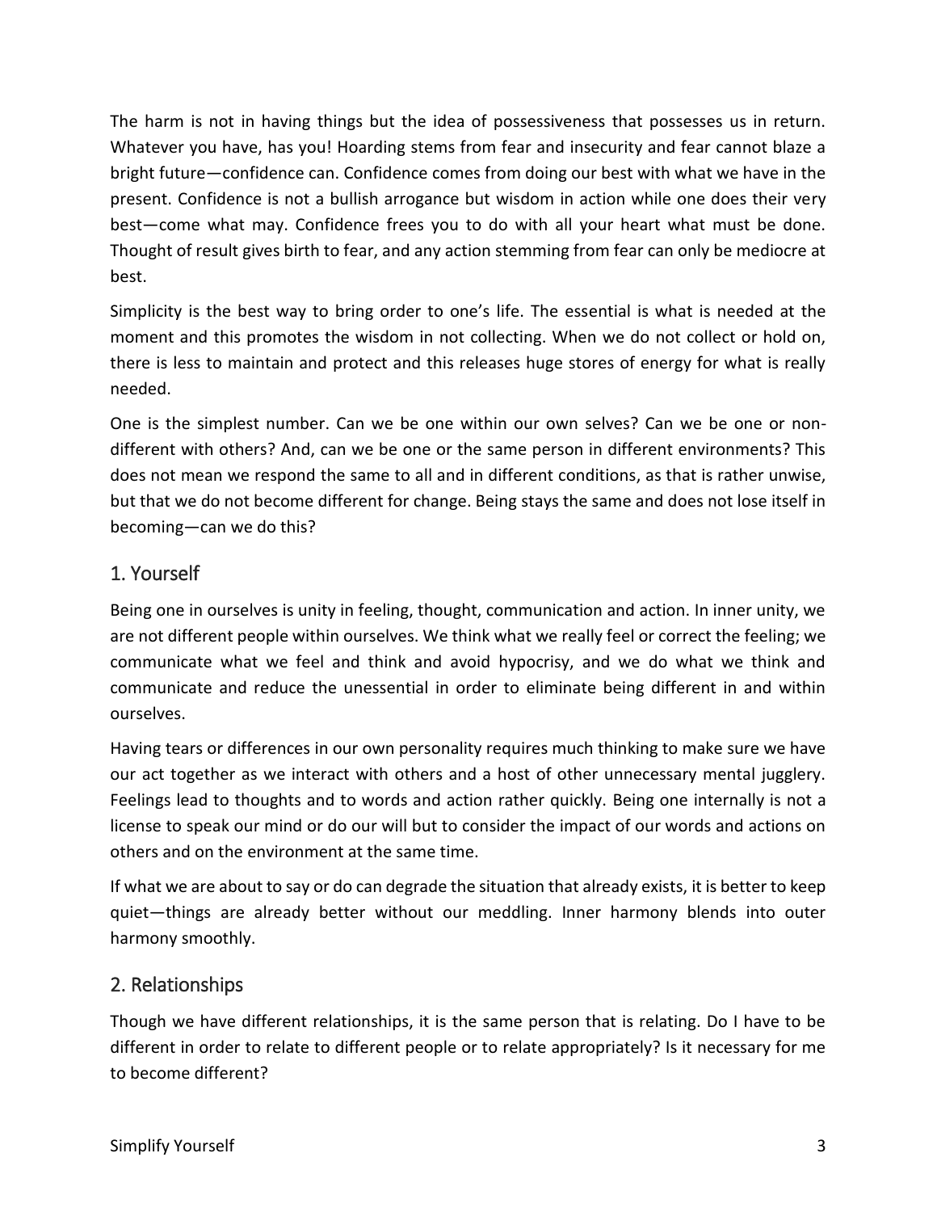The harm is not in having things but the idea of possessiveness that possesses us in return. Whatever you have, has you! Hoarding stems from fear and insecurity and fear cannot blaze a bright future—confidence can. Confidence comes from doing our best with what we have in the present. Confidence is not a bullish arrogance but wisdom in action while one does their very best—come what may. Confidence frees you to do with all your heart what must be done. Thought of result gives birth to fear, and any action stemming from fear can only be mediocre at best.

Simplicity is the best way to bring order to one's life. The essential is what is needed at the moment and this promotes the wisdom in not collecting. When we do not collect or hold on, there is less to maintain and protect and this releases huge stores of energy for what is really needed.

One is the simplest number. Can we be one within our own selves? Can we be one or non-different with others? And, can we be one or the same person in different environments? This does not mean we respond the same to all and in different conditions, as that is rather unwise, but that we do not become different for change. Being stays the same and does not lose itself in becoming—can we do this?

## 1. Yourself

Being one in ourselves is unity in feeling, thought, communication and action. In inner unity, we are not different people within ourselves. We think what we really feel or correct the feeling; we communicate what we feel and think and avoid hypocrisy, and we do what we think and communicate and reduce the unessential in order to eliminate being different in and within ourselves.

Having tears or differences in our own personality requires much thinking to make sure we have our act together as we interact with others and a host of other unnecessary mental jugglery. Feelings lead to thoughts and to words and action rather quickly. Being one internally is not a license to speak our mind or do our will but to consider the impact of our words and actions on others and on the environment at the same time.

If what we are about to say or do can degrade the situation that already exists, it is better to keep quiet—things are already better without our meddling. Inner harmony blends into outer harmony smoothly.

## 2. Relationships

Though we have different relationships, it is the same person that is relating. Do I have to be different in order to relate to different people or to relate appropriately? Is it necessary for me to become different?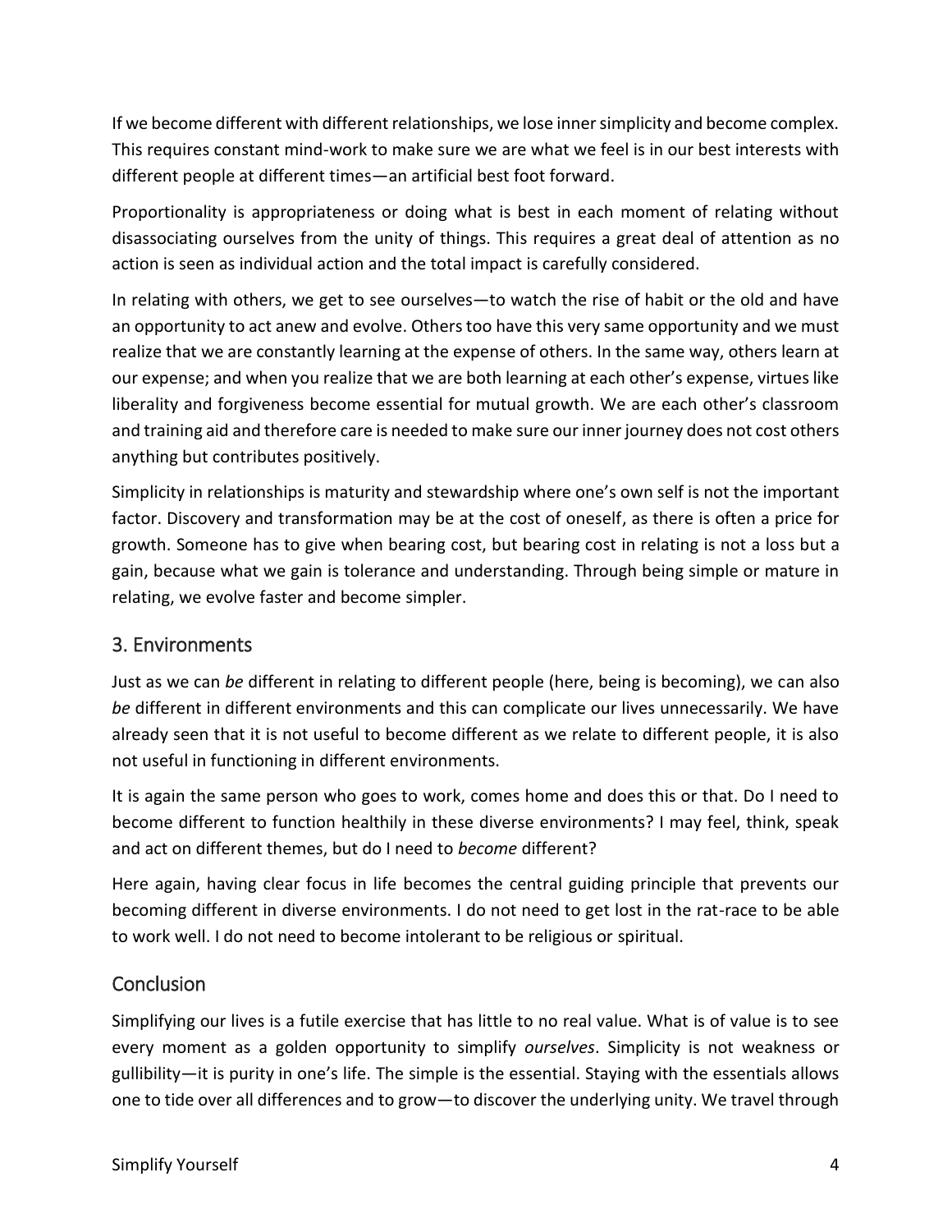If we become different with different relationships, we lose inner simplicity and become complex. This requires constant mind-work to make sure we are what we feel is in our best interests with different people at different times—an artificial best foot forward.

Proportionality is appropriateness or doing what is best in each moment of relating without disassociating ourselves from the unity of things. This requires a great deal of attention as no action is seen as individual action and the total impact is carefully considered.

In relating with others, we get to see ourselves—to watch the rise of habit or the old and have an opportunity to act anew and evolve. Others too have this very same opportunity and we must realize that we are constantly learning at the expense of others. In the same way, others learn at our expense; and when you realize that we are both learning at each other's expense, virtues like liberality and forgiveness become essential for mutual growth. We are each other's classroom and training aid and therefore care is needed to make sure our inner journey does not cost others anything but contributes positively.

Simplicity in relationships is maturity and stewardship where one's own self is not the important factor. Discovery and transformation may be at the cost of oneself, as there is often a price for growth. Someone has to give when bearing cost, but bearing cost in relating is not a loss but a gain, because what we gain is tolerance and understanding. Through being simple or mature in relating, we evolve faster and become simpler.

## 3. Environments

Just as we can *be* different in relating to different people (here, being is becoming), we can also *be* different in different environments and this can complicate our lives unnecessarily. We have already seen that it is not useful to become different as we relate to different people, it is also not useful in functioning in different environments.

It is again the same person who goes to work, comes home and does this or that. Do I need to become different to function healthily in these diverse environments? I may feel, think, speak and act on different themes, but do I need to *become* different?

Here again, having clear focus in life becomes the central guiding principle that prevents our becoming different in diverse environments. I do not need to get lost in the rat-race to be able to work well. I do not need to become intolerant to be religious or spiritual.

## Conclusion

Simplifying our lives is a futile exercise that has little to no real value. What is of value is to see every moment as a golden opportunity to simplify *ourselves*. Simplicity is not weakness or gullibility—it is purity in one's life. The simple is the essential. Staying with the essentials allows one to tide over all differences and to grow—to discover the underlying unity. We travel through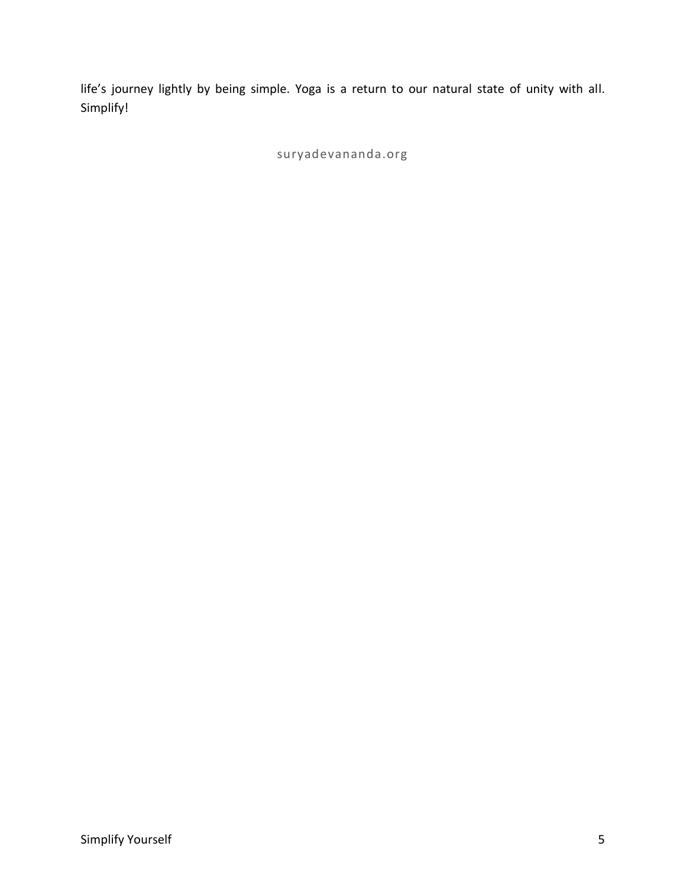life's journey lightly by being simple. Yoga is a return to our natural state of unity with all. Simplify!

suryadevananda.org